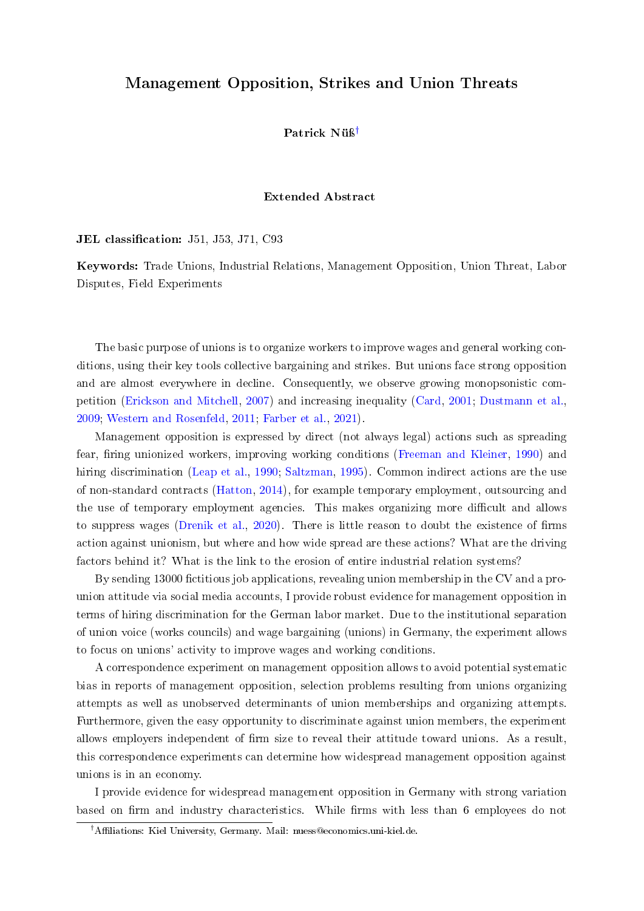# Management Opposition, Strikes and Union Threats

**Patrick Nüß**[†]

**Extended Abstract**

**JEL classification:** J51, J53, J71, C93

**Keywords:** Trade Unions, Industrial Relations, Management Opposition, Union Threat, Labor Disputes, Field Experiments

The basic purpose of unions is to organize workers to improve wages and general working conditions, using their key tools collective bargaining and strikes. But unions face strong opposition and are almost everywhere in decline. Consequently, we observe growing monopsonistic competition (Erickson and Mitchell, 2007) and increasing inequality (Card, 2001; Dustmann et al., 2009; Western and Rosenfeld, 2011; Farber et al., 2021).

Management opposition is expressed by direct (not always legal) actions such as spreading fear, firing unionized workers, improving working conditions (Freeman and Kleiner, 1990) and hiring discrimination (Leap et al., 1990; Saltzman, 1995). Common indirect actions are the use of non-standard contracts (Hatton, 2014), for example temporary employment, outsourcing and the use of temporary employment agencies. This makes organizing more difficult and allows to suppress wages (Drenik et al., 2020). There is little reason to doubt the existence of firms action against unionism, but where and how wide spread are these actions? What are the driving factors behind it? What is the link to the erosion of entire industrial relation systems?

By sending 13000 fictitious job applications, revealing union membership in the CV and a pro-union attitude via social media accounts, I provide robust evidence for management opposition in terms of hiring discrimination for the German labor market. Due to the institutional separation of union voice (works councils) and wage bargaining (unions) in Germany, the experiment allows to focus on unions' activity to improve wages and working conditions.

A correspondence experiment on management opposition allows to avoid potential systematic bias in reports of management opposition, selection problems resulting from unions organizing attempts as well as unobserved determinants of union memberships and organizing attempts. Furthermore, given the easy opportunity to discriminate against union members, the experiment allows employers independent of firm size to reveal their attitude toward unions. As a result, this correspondence experiments can determine how widespread management opposition against unions is in an economy.

I provide evidence for widespread management opposition in Germany with strong variation based on firm and industry characteristics. While firms with less than 6 employees do not

---

[†]Affiliations: Kiel University, Germany. Mail: nuess@economics.uni-kiel.de.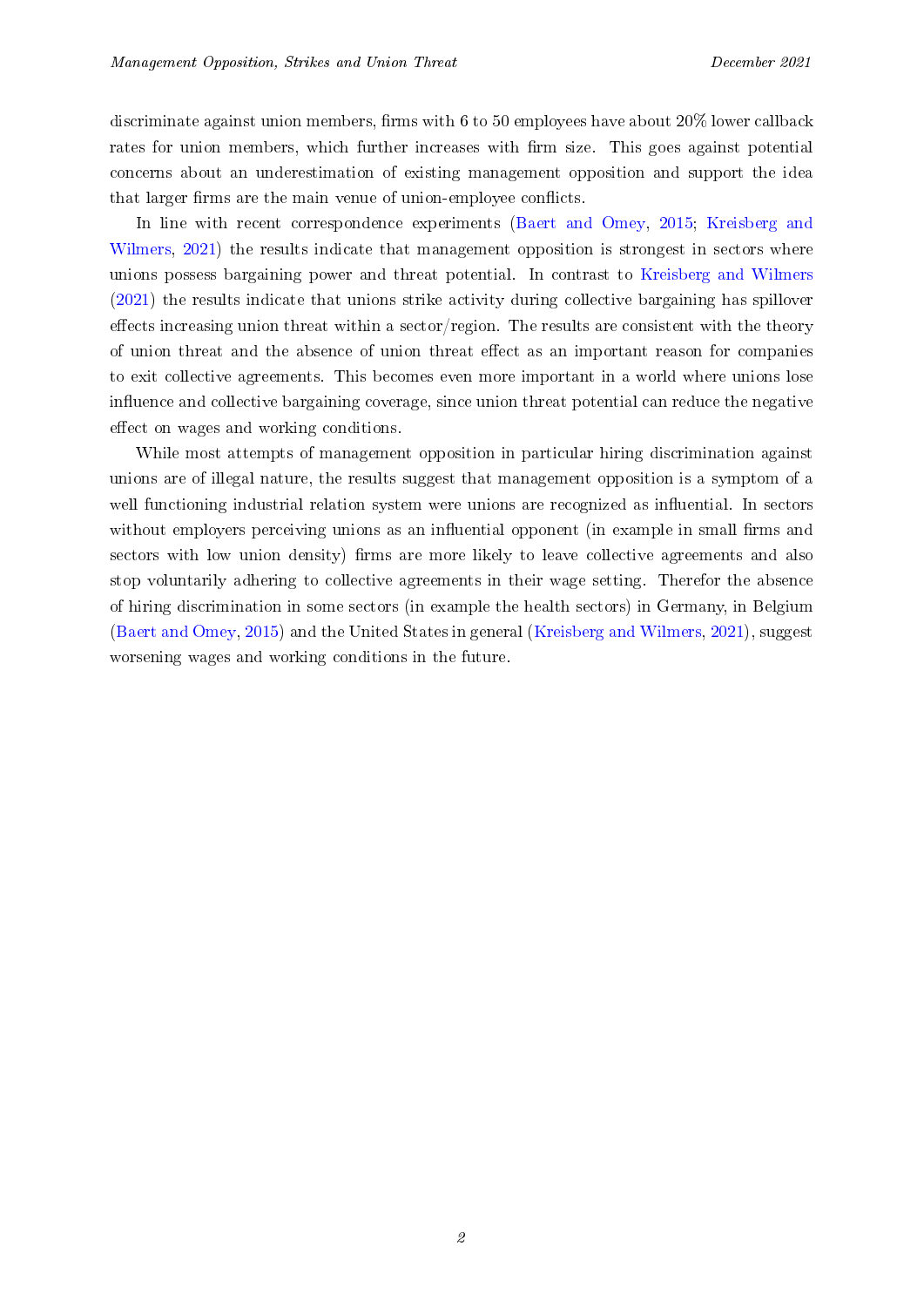discriminate against union members, firms with 6 to 50 employees have about 20% lower callback rates for union members, which further increases with firm size. This goes against potential concerns about an underestimation of existing management opposition and support the idea that larger firms are the main venue of union-employee conflicts.

In line with recent correspondence experiments (Baert and Omey, 2015; Kreisberg and Wilmers, 2021) the results indicate that management opposition is strongest in sectors where unions possess bargaining power and threat potential. In contrast to Kreisberg and Wilmers (2021) the results indicate that unions strike activity during collective bargaining has spillover effects increasing union threat within a sector/region. The results are consistent with the theory of union threat and the absence of union threat effect as an important reason for companies to exit collective agreements. This becomes even more important in a world where unions lose influence and collective bargaining coverage, since union threat potential can reduce the negative effect on wages and working conditions.

While most attempts of management opposition in particular hiring discrimination against unions are of illegal nature, the results suggest that management opposition is a symptom of a well functioning industrial relation system were unions are recognized as influential. In sectors without employers perceiving unions as an influential opponent (in example in small firms and sectors with low union density) firms are more likely to leave collective agreements and also stop voluntarily adhering to collective agreements in their wage setting. Therefor the absence of hiring discrimination in some sectors (in example the health sectors) in Germany, in Belgium (Baert and Omey, 2015) and the United States in general (Kreisberg and Wilmers, 2021), suggest worsening wages and working conditions in the future.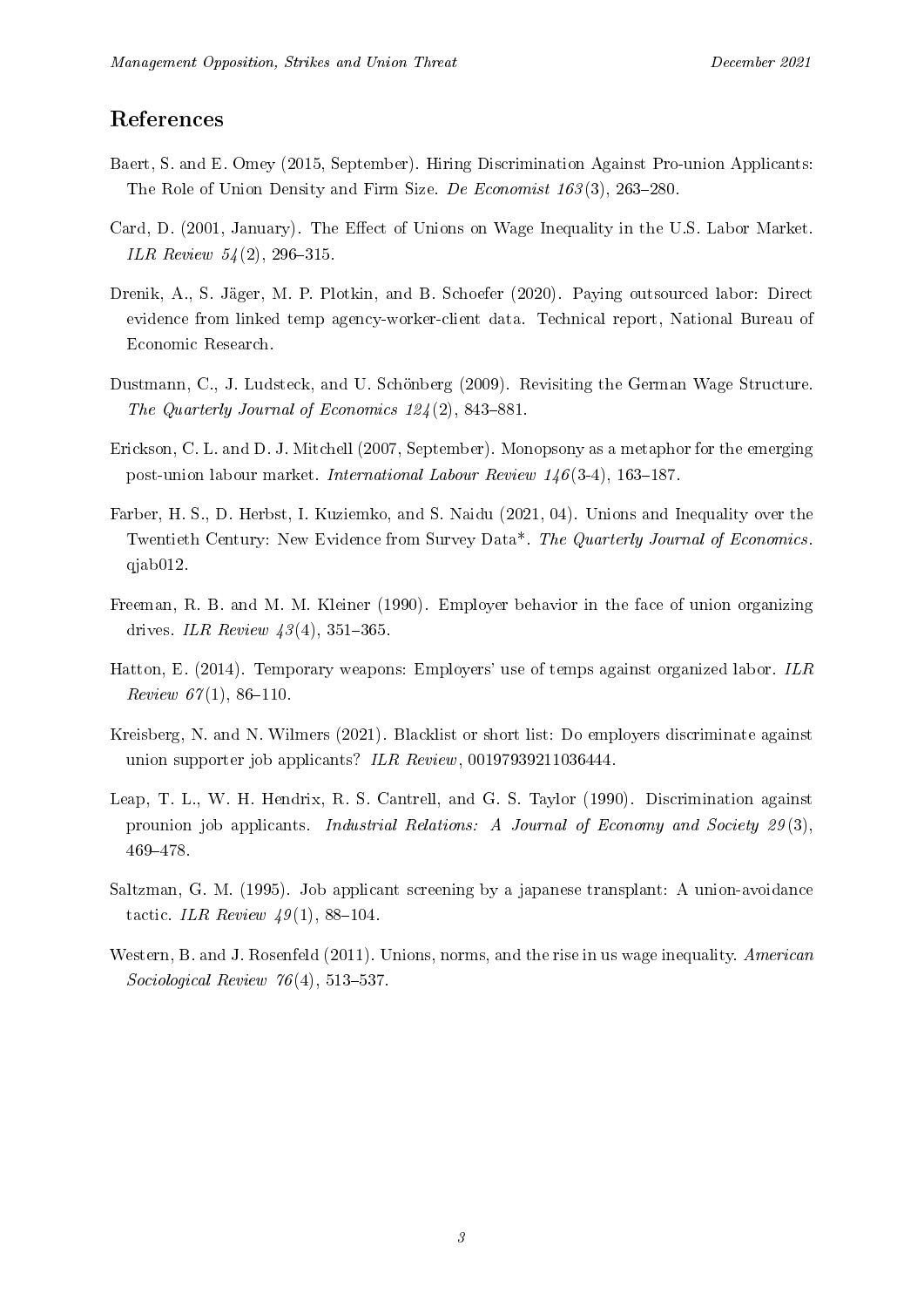## References

Baert, S. and E. Omey (2015, September). Hiring Discrimination Against Pro-union Applicants: The Role of Union Density and Firm Size. *De Economist 163*(3), 263–280.

Card, D. (2001, January). The Effect of Unions on Wage Inequality in the U.S. Labor Market. *ILR Review 54*(2), 296–315.

Drenik, A., S. Jäger, M. P. Plotkin, and B. Schoefer (2020). Paying outsourced labor: Direct evidence from linked temp agency-worker-client data. Technical report, National Bureau of Economic Research.

Dustmann, C., J. Ludsteck, and U. Schönberg (2009). Revisiting the German Wage Structure. *The Quarterly Journal of Economics 124*(2), 843–881.

Erickson, C. L. and D. J. Mitchell (2007, September). Monopsony as a metaphor for the emerging post-union labour market. *International Labour Review 146*(3-4), 163–187.

Farber, H. S., D. Herbst, I. Kuziemko, and S. Naidu (2021, 04). Unions and Inequality over the Twentieth Century: New Evidence from Survey Data*. *The Quarterly Journal of Economics*. qjab012.

Freeman, R. B. and M. M. Kleiner (1990). Employer behavior in the face of union organizing drives. *ILR Review 43*(4), 351–365.

Hatton, E. (2014). Temporary weapons: Employers' use of temps against organized labor. *ILR Review 67*(1), 86–110.

Kreisberg, N. and N. Wilmers (2021). Blacklist or short list: Do employers discriminate against union supporter job applicants? *ILR Review*, 00197939211036444.

Leap, T. L., W. H. Hendrix, R. S. Cantrell, and G. S. Taylor (1990). Discrimination against prounion job applicants. *Industrial Relations: A Journal of Economy and Society 29*(3), 469–478.

Saltzman, G. M. (1995). Job applicant screening by a japanese transplant: A union-avoidance tactic. *ILR Review 49*(1), 88–104.

Western, B. and J. Rosenfeld (2011). Unions, norms, and the rise in us wage inequality. *American Sociological Review 76*(4), 513–537.